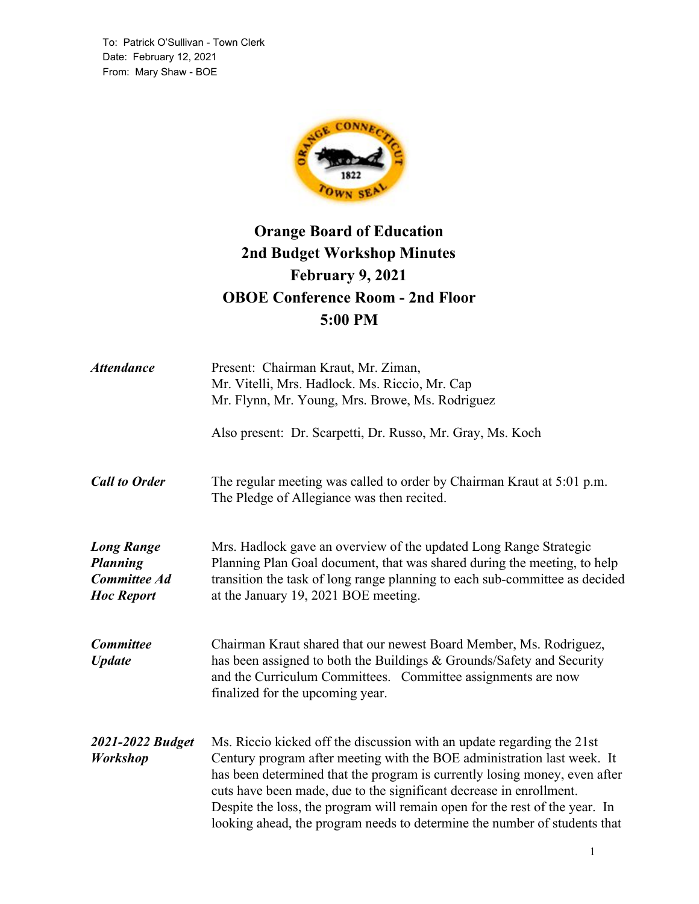To: Patrick O'Sullivan - Town Clerk
Date: February 12, 2021
From: Mary Shaw - BOE

# Orange Board of Education
## 2nd Budget Workshop Minutes
## February 9, 2021
## OBOE Conference Room - 2nd Floor
## 5:00 PM

***Attendance*** Present: Chairman Kraut, Mr. Ziman, Mr. Vitelli, Mrs. Hadlock. Ms. Riccio, Mr. Cap Mr. Flynn, Mr. Young, Mrs. Browe, Ms. Rodriguez

Also present: Dr. Scarpetti, Dr. Russo, Mr. Gray, Ms. Koch

***Call to Order*** The regular meeting was called to order by Chairman Kraut at 5:01 p.m. The Pledge of Allegiance was then recited.

***Long Range Planning Committee Ad Hoc Report*** Mrs. Hadlock gave an overview of the updated Long Range Strategic Planning Plan Goal document, that was shared during the meeting, to help transition the task of long range planning to each sub-committee as decided at the January 19, 2021 BOE meeting.

***Committee Update*** Chairman Kraut shared that our newest Board Member, Ms. Rodriguez, has been assigned to both the Buildings & Grounds/Safety and Security and the Curriculum Committees. Committee assignments are now finalized for the upcoming year.

***2021-2022 Budget Workshop*** Ms. Riccio kicked off the discussion with an update regarding the 21st Century program after meeting with the BOE administration last week. It has been determined that the program is currently losing money, even after cuts have been made, due to the significant decrease in enrollment. Despite the loss, the program will remain open for the rest of the year. In looking ahead, the program needs to determine the number of students that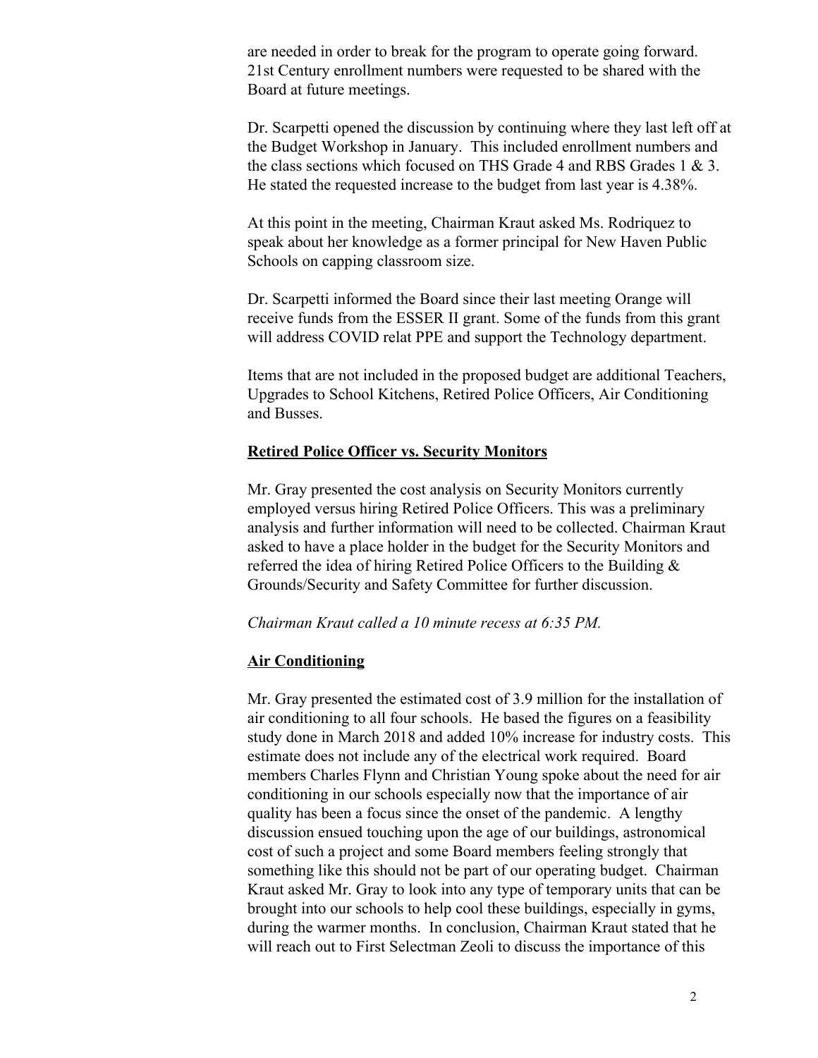are needed in order to break for the program to operate going forward. 21st Century enrollment numbers were requested to be shared with the Board at future meetings.

Dr. Scarpetti opened the discussion by continuing where they last left off at the Budget Workshop in January. This included enrollment numbers and the class sections which focused on THS Grade 4 and RBS Grades 1 & 3. He stated the requested increase to the budget from last year is 4.38%.

At this point in the meeting, Chairman Kraut asked Ms. Rodriquez to speak about her knowledge as a former principal for New Haven Public Schools on capping classroom size.

Dr. Scarpetti informed the Board since their last meeting Orange will receive funds from the ESSER II grant. Some of the funds from this grant will address COVID relat PPE and support the Technology department.

Items that are not included in the proposed budget are additional Teachers, Upgrades to School Kitchens, Retired Police Officers, Air Conditioning and Busses.

**Retired Police Officer vs. Security Monitors**

Mr. Gray presented the cost analysis on Security Monitors currently employed versus hiring Retired Police Officers. This was a preliminary analysis and further information will need to be collected. Chairman Kraut asked to have a place holder in the budget for the Security Monitors and referred the idea of hiring Retired Police Officers to the Building & Grounds/Security and Safety Committee for further discussion.

*Chairman Kraut called a 10 minute recess at 6:35 PM.*

**Air Conditioning**

Mr. Gray presented the estimated cost of 3.9 million for the installation of air conditioning to all four schools. He based the figures on a feasibility study done in March 2018 and added 10% increase for industry costs. This estimate does not include any of the electrical work required. Board members Charles Flynn and Christian Young spoke about the need for air conditioning in our schools especially now that the importance of air quality has been a focus since the onset of the pandemic. A lengthy discussion ensued touching upon the age of our buildings, astronomical cost of such a project and some Board members feeling strongly that something like this should not be part of our operating budget. Chairman Kraut asked Mr. Gray to look into any type of temporary units that can be brought into our schools to help cool these buildings, especially in gyms, during the warmer months. In conclusion, Chairman Kraut stated that he will reach out to First Selectman Zeoli to discuss the importance of this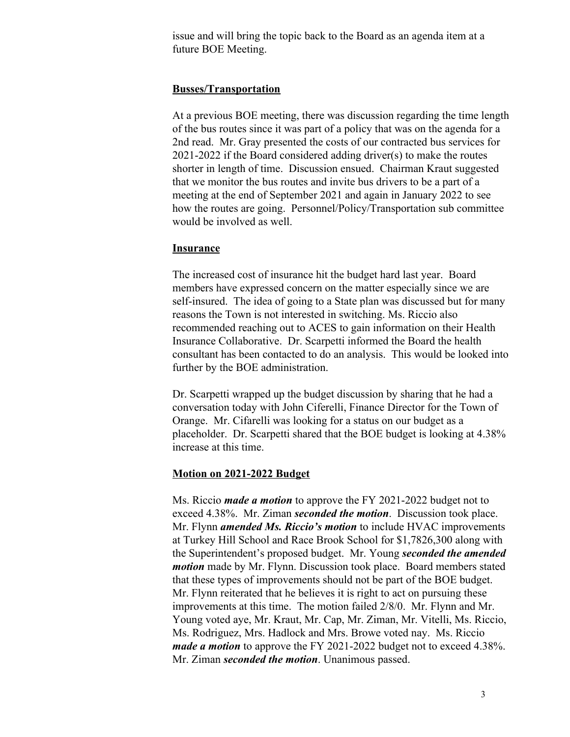issue and will bring the topic back to the Board as an agenda item at a future BOE Meeting.

**Busses/Transportation**

At a previous BOE meeting, there was discussion regarding the time length of the bus routes since it was part of a policy that was on the agenda for a 2nd read. Mr. Gray presented the costs of our contracted bus services for 2021-2022 if the Board considered adding driver(s) to make the routes shorter in length of time. Discussion ensued. Chairman Kraut suggested that we monitor the bus routes and invite bus drivers to be a part of a meeting at the end of September 2021 and again in January 2022 to see how the routes are going. Personnel/Policy/Transportation sub committee would be involved as well.

**Insurance**

The increased cost of insurance hit the budget hard last year. Board members have expressed concern on the matter especially since we are self-insured. The idea of going to a State plan was discussed but for many reasons the Town is not interested in switching. Ms. Riccio also recommended reaching out to ACES to gain information on their Health Insurance Collaborative. Dr. Scarpetti informed the Board the health consultant has been contacted to do an analysis. This would be looked into further by the BOE administration.

Dr. Scarpetti wrapped up the budget discussion by sharing that he had a conversation today with John Ciferelli, Finance Director for the Town of Orange. Mr. Cifarelli was looking for a status on our budget as a placeholder. Dr. Scarpetti shared that the BOE budget is looking at 4.38% increase at this time.

**Motion on 2021-2022 Budget**

Ms. Riccio ***made a motion*** to approve the FY 2021-2022 budget not to exceed 4.38%. Mr. Ziman ***seconded the motion***. Discussion took place. Mr. Flynn ***amended Ms. Riccio's motion*** to include HVAC improvements at Turkey Hill School and Race Brook School for $1,7826,300 along with the Superintendent's proposed budget. Mr. Young ***seconded the amended motion*** made by Mr. Flynn. Discussion took place. Board members stated that these types of improvements should not be part of the BOE budget. Mr. Flynn reiterated that he believes it is right to act on pursuing these improvements at this time. The motion failed 2/8/0. Mr. Flynn and Mr. Young voted aye, Mr. Kraut, Mr. Cap, Mr. Ziman, Mr. Vitelli, Ms. Riccio, Ms. Rodriguez, Mrs. Hadlock and Mrs. Browe voted nay. Ms. Riccio ***made a motion*** to approve the FY 2021-2022 budget not to exceed 4.38%. Mr. Ziman ***seconded the motion***. Unanimous passed.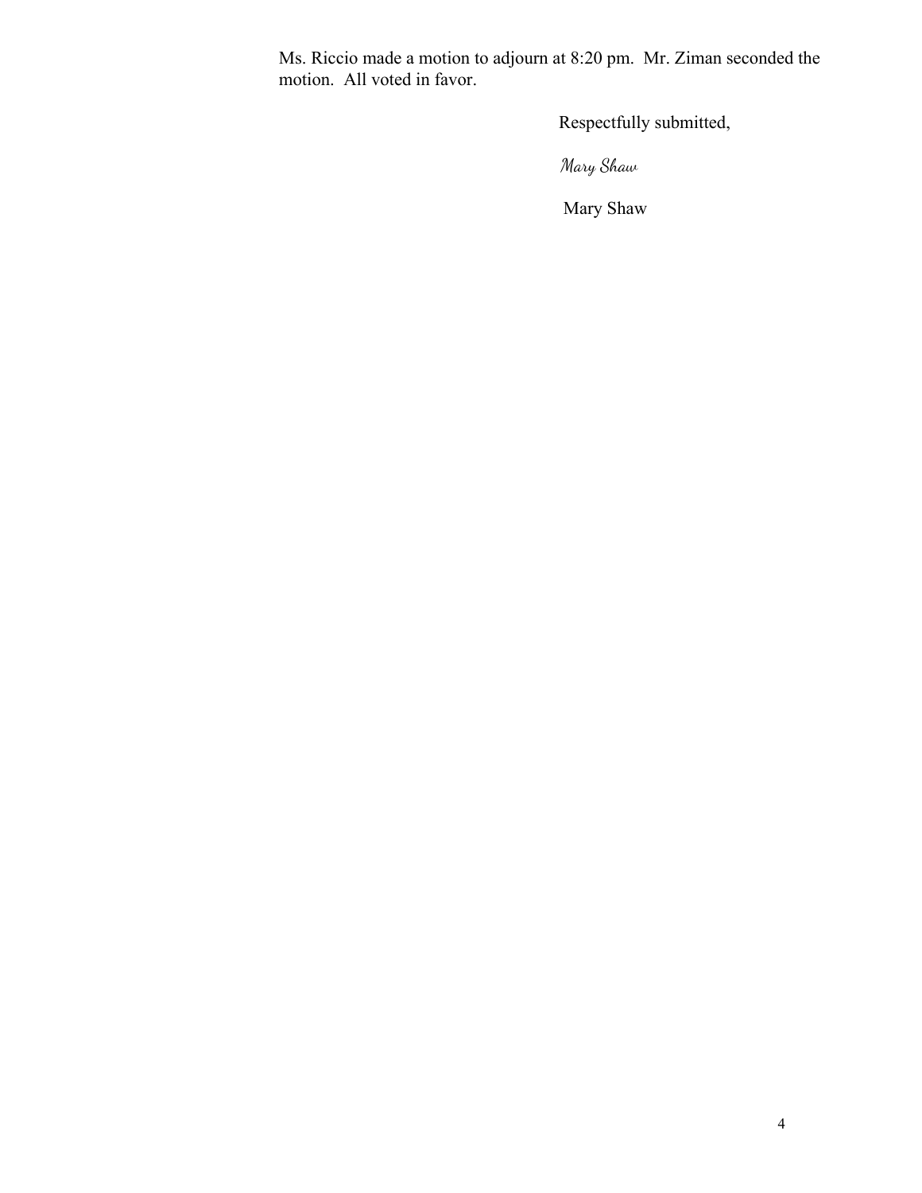Ms. Riccio made a motion to adjourn at 8:20 pm. Mr. Ziman seconded the motion. All voted in favor.

Respectfully submitted,

*Mary Shaw*

Mary Shaw